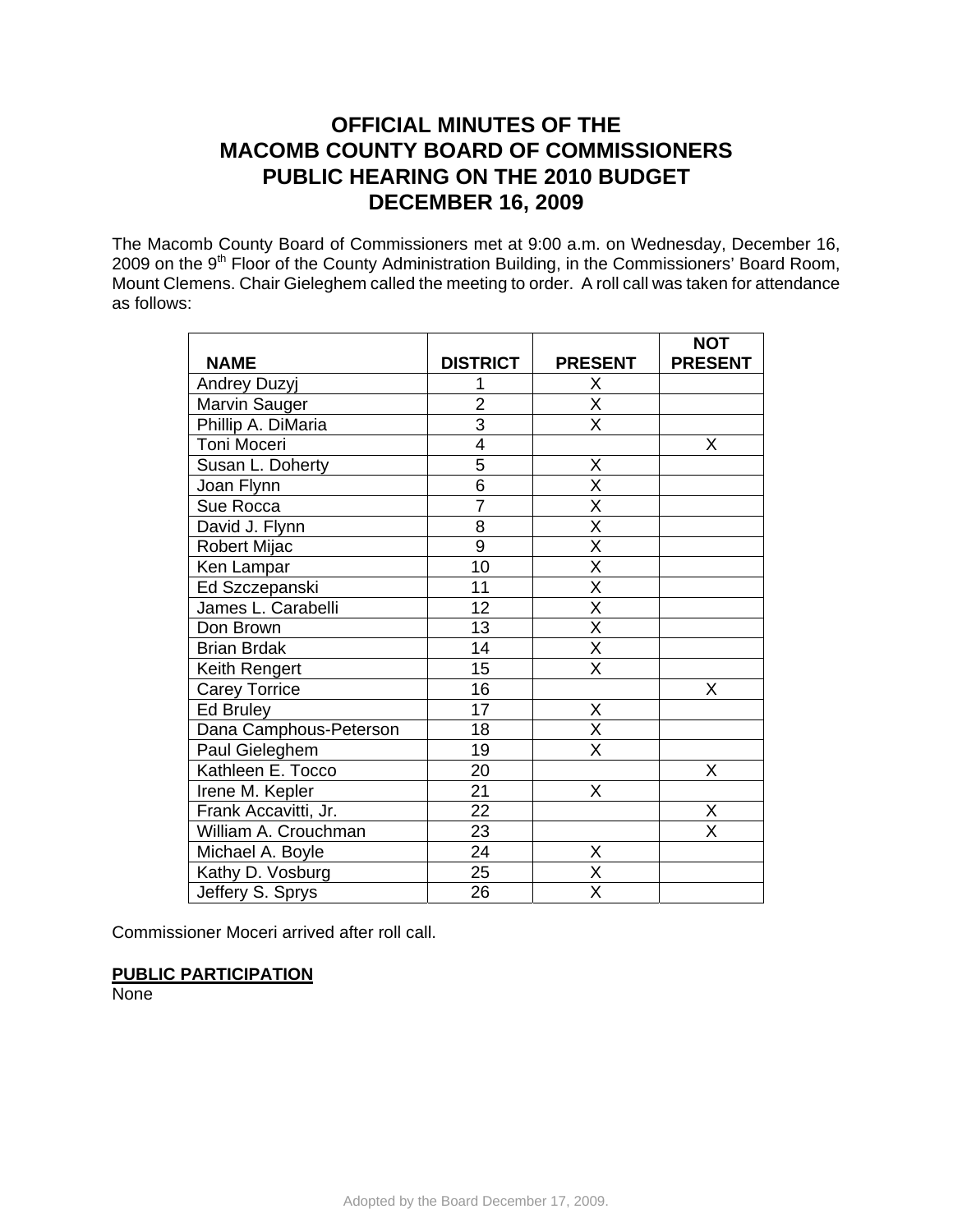# OFFICIAL MINUTES OF THE MACOMB COUNTY BOARD OF COMMISSIONERS PUBLIC HEARING ON THE 2010 BUDGET DECEMBER 16, 2009

The Macomb County Board of Commissioners met at 9:00 a.m. on Wednesday, December 16, 2009 on the 9th Floor of the County Administration Building, in the Commissioners' Board Room, Mount Clemens. Chair Gieleghem called the meeting to order. A roll call was taken for attendance as follows:

| NAME | DISTRICT | PRESENT | NOT PRESENT |
|---|---|---|---|
| Andrey Duzyj | 1 | X | |
| Marvin Sauger | 2 | X | |
| Phillip A. DiMaria | 3 | X | |
| Toni Moceri | 4 | | X |
| Susan L. Doherty | 5 | X | |
| Joan Flynn | 6 | X | |
| Sue Rocca | 7 | X | |
| David J. Flynn | 8 | X | |
| Robert Mijac | 9 | X | |
| Ken Lampar | 10 | X | |
| Ed Szczepanski | 11 | X | |
| James L. Carabelli | 12 | X | |
| Don Brown | 13 | X | |
| Brian Brdak | 14 | X | |
| Keith Rengert | 15 | X | |
| Carey Torrice | 16 | | X |
| Ed Bruley | 17 | X | |
| Dana Camphous-Peterson | 18 | X | |
| Paul Gieleghem | 19 | X | |
| Kathleen E. Tocco | 20 | | X |
| Irene M. Kepler | 21 | X | |
| Frank Accavitti, Jr. | 22 | | X |
| William A. Crouchman | 23 | | X |
| Michael A. Boyle | 24 | X | |
| Kathy D. Vosburg | 25 | X | |
| Jeffery S. Sprys | 26 | X | |

Commissioner Moceri arrived after roll call.

**PUBLIC PARTICIPATION**

None

Adopted by the Board December 17, 2009.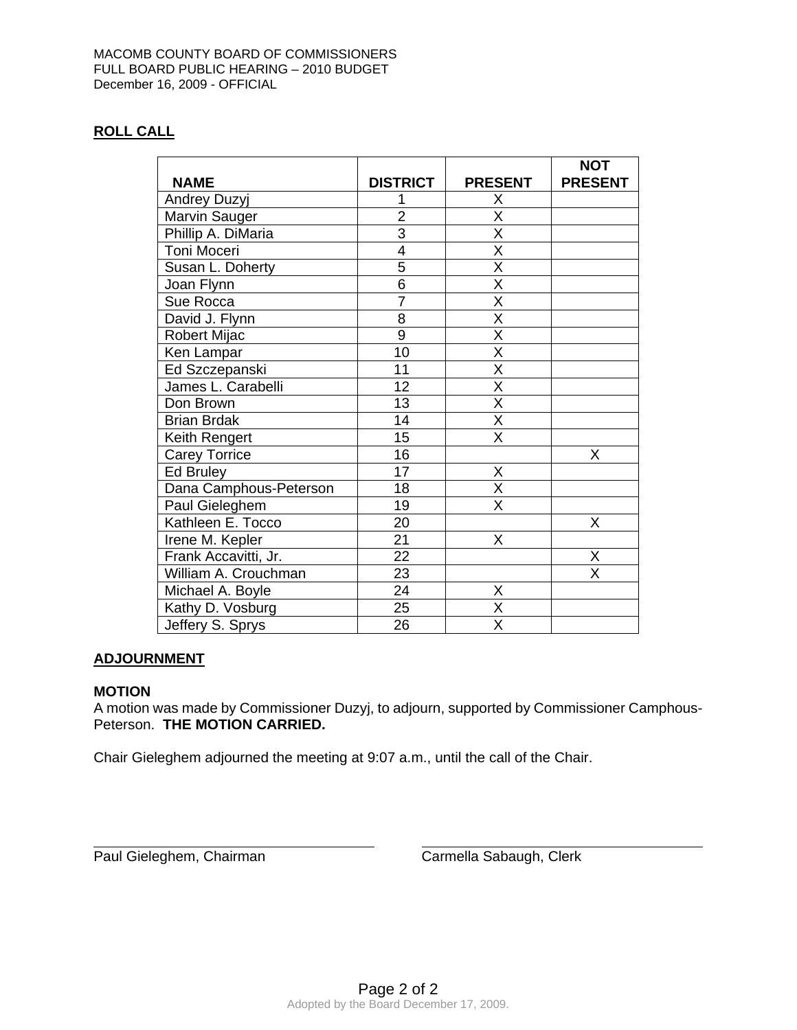MACOMB COUNTY BOARD OF COMMISSIONERS
FULL BOARD PUBLIC HEARING – 2010 BUDGET
December 16, 2009 - OFFICIAL

**ROLL CALL**

| NAME | DISTRICT | PRESENT | NOT PRESENT |
|---|---|---|---|
| Andrey Duzyj | 1 | X | |
| Marvin Sauger | 2 | X | |
| Phillip A. DiMaria | 3 | X | |
| Toni Moceri | 4 | X | |
| Susan L. Doherty | 5 | X | |
| Joan Flynn | 6 | X | |
| Sue Rocca | 7 | X | |
| David J. Flynn | 8 | X | |
| Robert Mijac | 9 | X | |
| Ken Lampar | 10 | X | |
| Ed Szczepanski | 11 | X | |
| James L. Carabelli | 12 | X | |
| Don Brown | 13 | X | |
| Brian Brdak | 14 | X | |
| Keith Rengert | 15 | X | |
| Carey Torrice | 16 | | X |
| Ed Bruley | 17 | X | |
| Dana Camphous-Peterson | 18 | X | |
| Paul Gieleghem | 19 | X | |
| Kathleen E. Tocco | 20 | | X |
| Irene M. Kepler | 21 | X | |
| Frank Accavitti, Jr. | 22 | | X |
| William A. Crouchman | 23 | | X |
| Michael A. Boyle | 24 | X | |
| Kathy D. Vosburg | 25 | X | |
| Jeffery S. Sprys | 26 | X | |

**ADJOURNMENT**

**MOTION**
A motion was made by Commissioner Duzyj, to adjourn, supported by Commissioner Camphous-Peterson. **THE MOTION CARRIED.**

Chair Gieleghem adjourned the meeting at 9:07 a.m., until the call of the Chair.

Paul Gieleghem, Chairman

Carmella Sabaugh, Clerk

Adopted by the Board December 17, 2009.